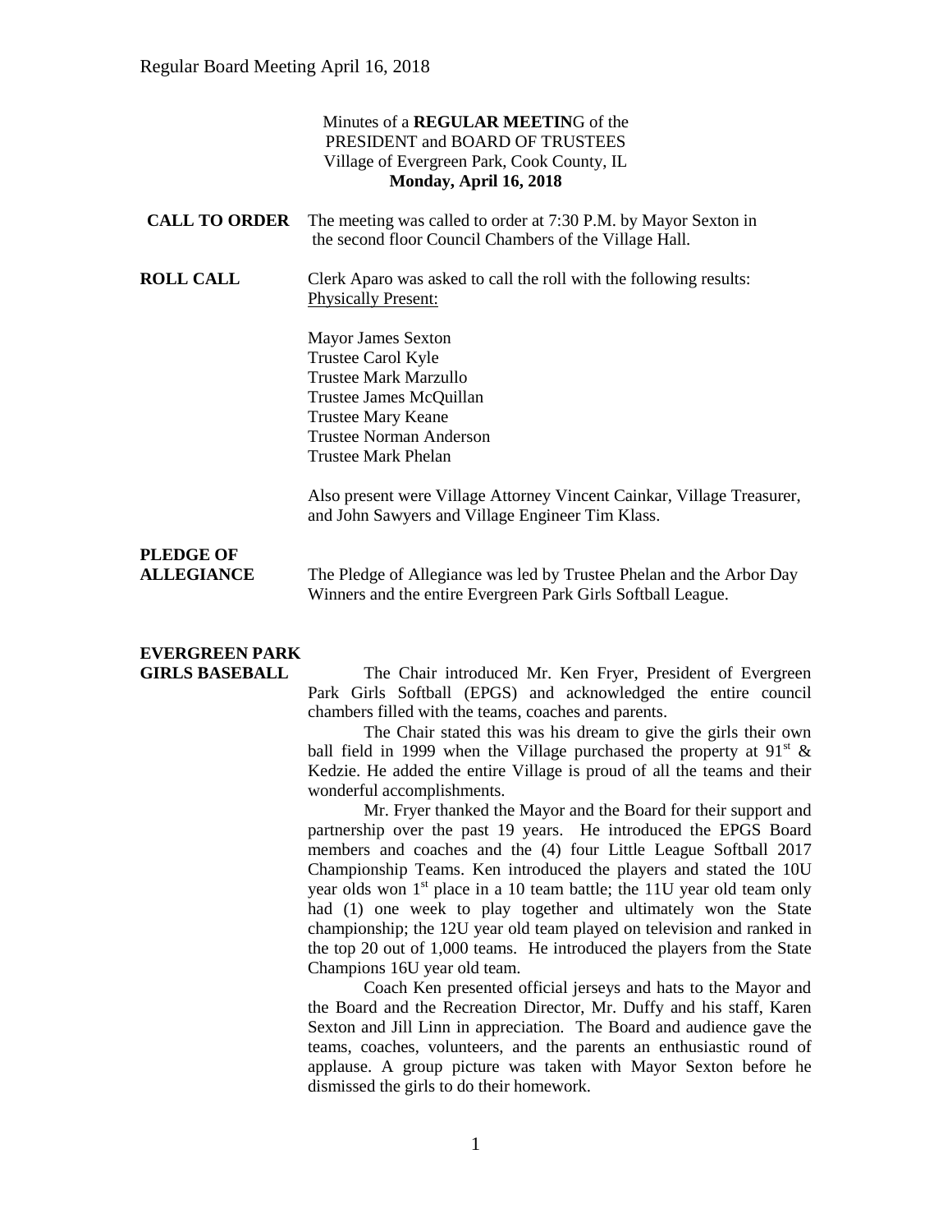Minutes of a **REGULAR MEETIN**G of the
PRESIDENT and BOARD OF TRUSTEES
Village of Evergreen Park, Cook County, IL
**Monday, April 16, 2018**

**CALL TO ORDER** The meeting was called to order at 7:30 P.M. by Mayor Sexton in the second floor Council Chambers of the Village Hall.

**ROLL CALL** Clerk Aparo was asked to call the roll with the following results:
Physically Present:

Mayor James Sexton
Trustee Carol Kyle
Trustee Mark Marzullo
Trustee James McQuillan
Trustee Mary Keane
Trustee Norman Anderson
Trustee Mark Phelan

Also present were Village Attorney Vincent Cainkar, Village Treasurer, and John Sawyers and Village Engineer Tim Klass.

**PLEDGE OF ALLEGIANCE** The Pledge of Allegiance was led by Trustee Phelan and the Arbor Day Winners and the entire Evergreen Park Girls Softball League.

**EVERGREEN PARK GIRLS BASEBALL** The Chair introduced Mr. Ken Fryer, President of Evergreen Park Girls Softball (EPGS) and acknowledged the entire council chambers filled with the teams, coaches and parents.

The Chair stated this was his dream to give the girls their own ball field in 1999 when the Village purchased the property at 91st & Kedzie. He added the entire Village is proud of all the teams and their wonderful accomplishments.

Mr. Fryer thanked the Mayor and the Board for their support and partnership over the past 19 years. He introduced the EPGS Board members and coaches and the (4) four Little League Softball 2017 Championship Teams. Ken introduced the players and stated the 10U year olds won 1st place in a 10 team battle; the 11U year old team only had (1) one week to play together and ultimately won the State championship; the 12U year old team played on television and ranked in the top 20 out of 1,000 teams. He introduced the players from the State Champions 16U year old team.

Coach Ken presented official jerseys and hats to the Mayor and the Board and the Recreation Director, Mr. Duffy and his staff, Karen Sexton and Jill Linn in appreciation. The Board and audience gave the teams, coaches, volunteers, and the parents an enthusiastic round of applause. A group picture was taken with Mayor Sexton before he dismissed the girls to do their homework.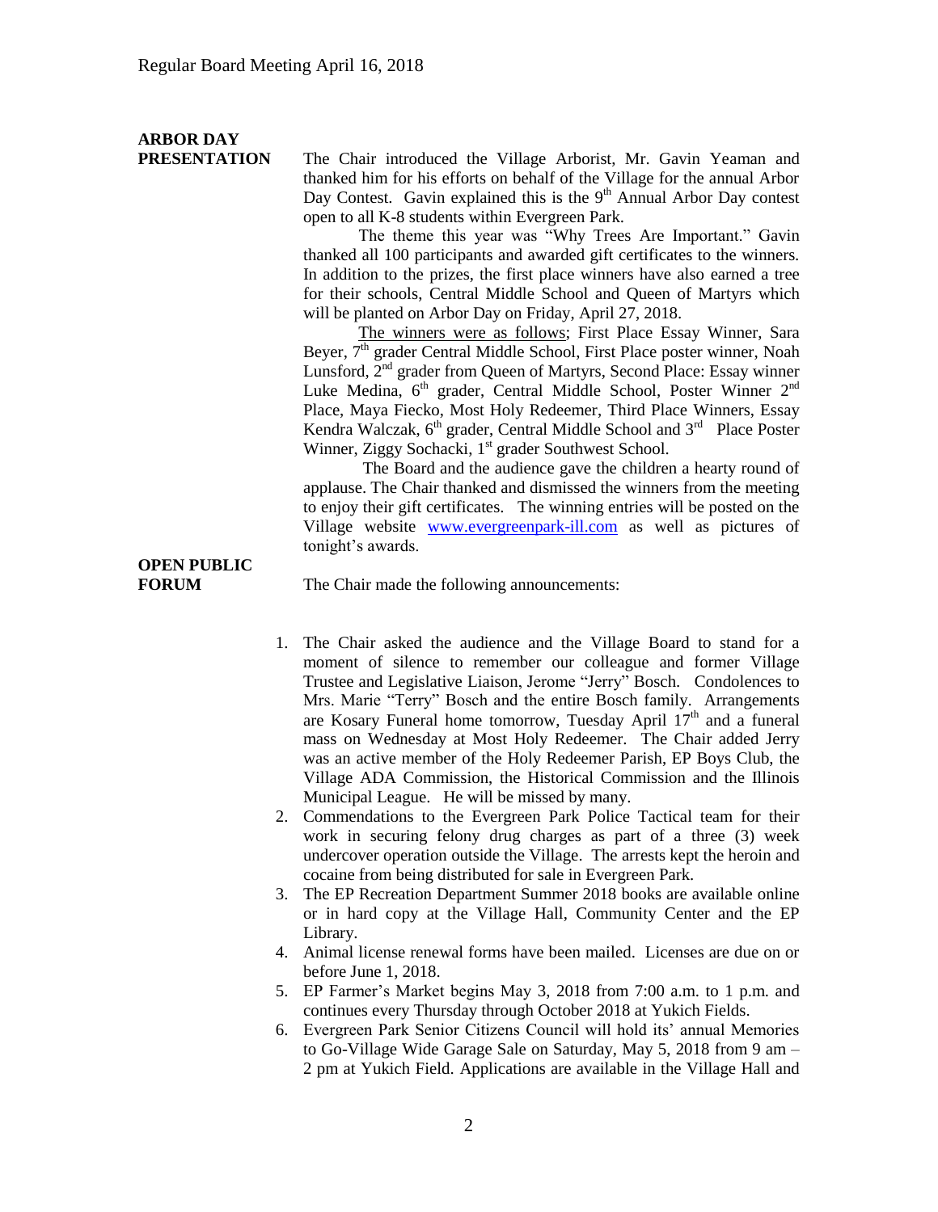**ARBOR DAY PRESENTATION**

The Chair introduced the Village Arborist, Mr. Gavin Yeaman and thanked him for his efforts on behalf of the Village for the annual Arbor Day Contest. Gavin explained this is the 9th Annual Arbor Day contest open to all K-8 students within Evergreen Park.

The theme this year was "Why Trees Are Important." Gavin thanked all 100 participants and awarded gift certificates to the winners. In addition to the prizes, the first place winners have also earned a tree for their schools, Central Middle School and Queen of Martyrs which will be planted on Arbor Day on Friday, April 27, 2018.

The winners were as follows; First Place Essay Winner, Sara Beyer, 7th grader Central Middle School, First Place poster winner, Noah Lunsford, 2nd grader from Queen of Martyrs, Second Place: Essay winner Luke Medina, 6th grader, Central Middle School, Poster Winner 2nd Place, Maya Fiecko, Most Holy Redeemer, Third Place Winners, Essay Kendra Walczak, 6th grader, Central Middle School and 3rd Place Poster Winner, Ziggy Sochacki, 1st grader Southwest School.

The Board and the audience gave the children a hearty round of applause. The Chair thanked and dismissed the winners from the meeting to enjoy their gift certificates. The winning entries will be posted on the Village website www.evergreenpark-ill.com as well as pictures of tonight's awards.

**OPEN PUBLIC FORUM**

The Chair made the following announcements:

1. The Chair asked the audience and the Village Board to stand for a moment of silence to remember our colleague and former Village Trustee and Legislative Liaison, Jerome "Jerry" Bosch. Condolences to Mrs. Marie "Terry" Bosch and the entire Bosch family. Arrangements are Kosary Funeral home tomorrow, Tuesday April 17th and a funeral mass on Wednesday at Most Holy Redeemer. The Chair added Jerry was an active member of the Holy Redeemer Parish, EP Boys Club, the Village ADA Commission, the Historical Commission and the Illinois Municipal League. He will be missed by many.
2. Commendations to the Evergreen Park Police Tactical team for their work in securing felony drug charges as part of a three (3) week undercover operation outside the Village. The arrests kept the heroin and cocaine from being distributed for sale in Evergreen Park.
3. The EP Recreation Department Summer 2018 books are available online or in hard copy at the Village Hall, Community Center and the EP Library.
4. Animal license renewal forms have been mailed. Licenses are due on or before June 1, 2018.
5. EP Farmer's Market begins May 3, 2018 from 7:00 a.m. to 1 p.m. and continues every Thursday through October 2018 at Yukich Fields.
6. Evergreen Park Senior Citizens Council will hold its' annual Memories to Go-Village Wide Garage Sale on Saturday, May 5, 2018 from 9 am – 2 pm at Yukich Field. Applications are available in the Village Hall and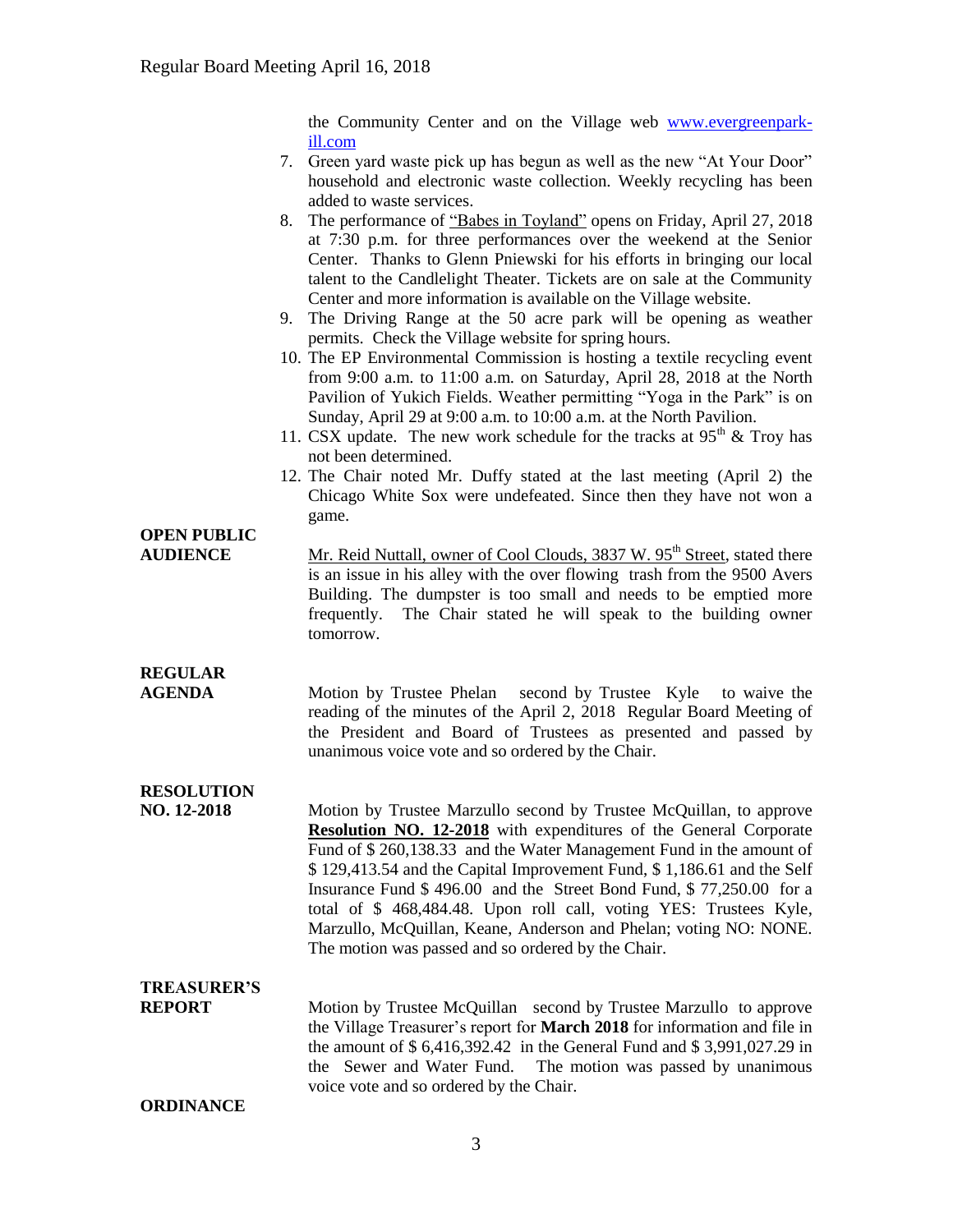the Community Center and on the Village web www.evergreenpark-ill.com

7. Green yard waste pick up has begun as well as the new "At Your Door" household and electronic waste collection. Weekly recycling has been added to waste services.
8. The performance of "Babes in Toyland" opens on Friday, April 27, 2018 at 7:30 p.m. for three performances over the weekend at the Senior Center. Thanks to Glenn Pniewski for his efforts in bringing our local talent to the Candlelight Theater. Tickets are on sale at the Community Center and more information is available on the Village website.
9. The Driving Range at the 50 acre park will be opening as weather permits. Check the Village website for spring hours.
10. The EP Environmental Commission is hosting a textile recycling event from 9:00 a.m. to 11:00 a.m. on Saturday, April 28, 2018 at the North Pavilion of Yukich Fields. Weather permitting "Yoga in the Park" is on Sunday, April 29 at 9:00 a.m. to 10:00 a.m. at the North Pavilion.
11. CSX update. The new work schedule for the tracks at 95th & Troy has not been determined.
12. The Chair noted Mr. Duffy stated at the last meeting (April 2) the Chicago White Sox were undefeated. Since then they have not won a game.

**OPEN PUBLIC AUDIENCE**

Mr. Reid Nuttall, owner of Cool Clouds, 3837 W. 95th Street, stated there is an issue in his alley with the over flowing trash from the 9500 Avers Building. The dumpster is too small and needs to be emptied more frequently. The Chair stated he will speak to the building owner tomorrow.

**REGULAR AGENDA**

Motion by Trustee Phelan second by Trustee Kyle to waive the reading of the minutes of the April 2, 2018 Regular Board Meeting of the President and Board of Trustees as presented and passed by unanimous voice vote and so ordered by the Chair.

**RESOLUTION NO. 12-2018**

Motion by Trustee Marzullo second by Trustee McQuillan, to approve **Resolution NO. 12-2018** with expenditures of the General Corporate Fund of $ 260,138.33 and the Water Management Fund in the amount of $ 129,413.54 and the Capital Improvement Fund, $ 1,186.61 and the Self Insurance Fund $ 496.00 and the Street Bond Fund, $ 77,250.00 for a total of $ 468,484.48. Upon roll call, voting YES: Trustees Kyle, Marzullo, McQuillan, Keane, Anderson and Phelan; voting NO: NONE. The motion was passed and so ordered by the Chair.

**TREASURER'S REPORT**

Motion by Trustee McQuillan second by Trustee Marzullo to approve the Village Treasurer's report for **March 2018** for information and file in the amount of $ 6,416,392.42 in the General Fund and $ 3,991,027.29 in the Sewer and Water Fund. The motion was passed by unanimous voice vote and so ordered by the Chair.

**ORDINANCE**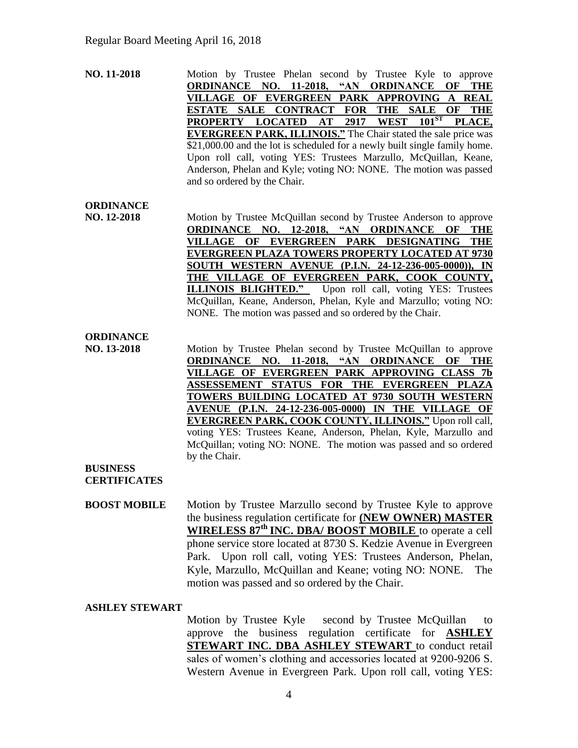**NO. 11-2018** Motion by Trustee Phelan second by Trustee Kyle to approve **ORDINANCE NO. 11-2018, "AN ORDINANCE OF THE VILLAGE OF EVERGREEN PARK APPROVING A REAL ESTATE SALE CONTRACT FOR THE SALE OF THE PROPERTY LOCATED AT 2917 WEST 101$^{ST}$ PLACE, EVERGREEN PARK, ILLINOIS."** The Chair stated the sale price was $21,000.00 and the lot is scheduled for a newly built single family home. Upon roll call, voting YES: Trustees Marzullo, McQuillan, Keane, Anderson, Phelan and Kyle; voting NO: NONE. The motion was passed and so ordered by the Chair.

**ORDINANCE NO. 12-2018** Motion by Trustee McQuillan second by Trustee Anderson to approve **ORDINANCE NO. 12-2018, "AN ORDINANCE OF THE VILLAGE OF EVERGREEN PARK DESIGNATING THE EVERGREEN PLAZA TOWERS PROPERTY LOCATED AT 9730 SOUTH WESTERN AVENUE (P.I.N. 24-12-236-005-0000)), IN THE VILLAGE OF EVERGREEN PARK, COOK COUNTY, ILLINOIS BLIGHTED."** Upon roll call, voting YES: Trustees McQuillan, Keane, Anderson, Phelan, Kyle and Marzullo; voting NO: NONE. The motion was passed and so ordered by the Chair.

**ORDINANCE NO. 13-2018** Motion by Trustee Phelan second by Trustee McQuillan to approve **ORDINANCE NO. 11-2018, "AN ORDINANCE OF THE VILLAGE OF EVERGREEN PARK APPROVING CLASS 7b ASSESSEMENT STATUS FOR THE EVERGREEN PLAZA TOWERS BUILDING LOCATED AT 9730 SOUTH WESTERN AVENUE (P.I.N. 24-12-236-005-0000) IN THE VILLAGE OF EVERGREEN PARK, COOK COUNTY, ILLINOIS."** Upon roll call, voting YES: Trustees Keane, Anderson, Phelan, Kyle, Marzullo and McQuillan; voting NO: NONE. The motion was passed and so ordered by the Chair.

**BUSINESS CERTIFICATES**

**BOOST MOBILE** Motion by Trustee Marzullo second by Trustee Kyle to approve the business regulation certificate for **(NEW OWNER) MASTER WIRELESS 87$^{th}$ INC. DBA/ BOOST MOBILE** to operate a cell phone service store located at 8730 S. Kedzie Avenue in Evergreen Park. Upon roll call, voting YES: Trustees Anderson, Phelan, Kyle, Marzullo, McQuillan and Keane; voting NO: NONE. The motion was passed and so ordered by the Chair.

**ASHLEY STEWART**

Motion by Trustee Kyle second by Trustee McQuillan to approve the business regulation certificate for **ASHLEY STEWART INC. DBA ASHLEY STEWART** to conduct retail sales of women's clothing and accessories located at 9200-9206 S. Western Avenue in Evergreen Park. Upon roll call, voting YES: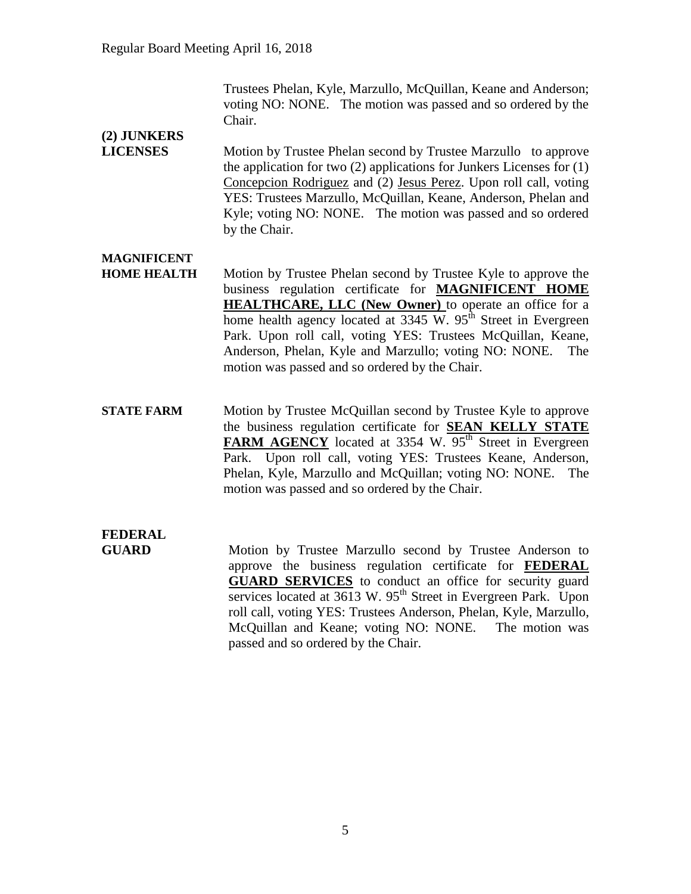Trustees Phelan, Kyle, Marzullo, McQuillan, Keane and Anderson; voting NO: NONE. The motion was passed and so ordered by the Chair.

**(2) JUNKERS LICENSES**

Motion by Trustee Phelan second by Trustee Marzullo to approve the application for two (2) applications for Junkers Licenses for (1) Concepcion Rodriguez and (2) Jesus Perez. Upon roll call, voting YES: Trustees Marzullo, McQuillan, Keane, Anderson, Phelan and Kyle; voting NO: NONE. The motion was passed and so ordered by the Chair.

**MAGNIFICENT HOME HEALTH**

Motion by Trustee Phelan second by Trustee Kyle to approve the business regulation certificate for **MAGNIFICENT HOME HEALTHCARE, LLC (New Owner)** to operate an office for a home health agency located at 3345 W. 95th Street in Evergreen Park. Upon roll call, voting YES: Trustees McQuillan, Keane, Anderson, Phelan, Kyle and Marzullo; voting NO: NONE. The motion was passed and so ordered by the Chair.

**STATE FARM**

Motion by Trustee McQuillan second by Trustee Kyle to approve the business regulation certificate for **SEAN KELLY STATE FARM AGENCY** located at 3354 W. 95th Street in Evergreen Park. Upon roll call, voting YES: Trustees Keane, Anderson, Phelan, Kyle, Marzullo and McQuillan; voting NO: NONE. The motion was passed and so ordered by the Chair.

**FEDERAL GUARD**

Motion by Trustee Marzullo second by Trustee Anderson to approve the business regulation certificate for **FEDERAL GUARD SERVICES** to conduct an office for security guard services located at 3613 W. 95th Street in Evergreen Park. Upon roll call, voting YES: Trustees Anderson, Phelan, Kyle, Marzullo, McQuillan and Keane; voting NO: NONE. The motion was passed and so ordered by the Chair.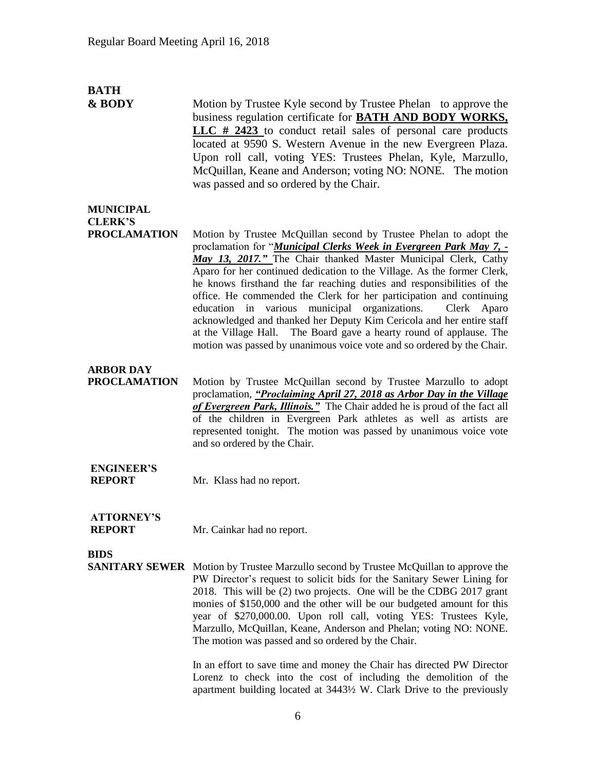**BATH & BODY**

Motion by Trustee Kyle second by Trustee Phelan to approve the business regulation certificate for **<u>BATH AND BODY WORKS, LLC # 2423</u>** to conduct retail sales of personal care products located at 9590 S. Western Avenue in the new Evergreen Plaza. Upon roll call, voting YES: Trustees Phelan, Kyle, Marzullo, McQuillan, Keane and Anderson; voting NO: NONE. The motion was passed and so ordered by the Chair.

**MUNICIPAL CLERK'S PROCLAMATION**

Motion by Trustee McQuillan second by Trustee Phelan to adopt the proclamation for "***<u>Municipal Clerks Week in Evergreen Park May 7, - May 13, 2017.</u>***" The Chair thanked Master Municipal Clerk, Cathy Aparo for her continued dedication to the Village. As the former Clerk, he knows firsthand the far reaching duties and responsibilities of the office. He commended the Clerk for her participation and continuing education in various municipal organizations. Clerk Aparo acknowledged and thanked her Deputy Kim Cericola and her entire staff at the Village Hall. The Board gave a hearty round of applause. The motion was passed by unanimous voice vote and so ordered by the Chair.

**ARBOR DAY PROCLAMATION**

Motion by Trustee McQuillan second by Trustee Marzullo to adopt proclamation, ***<u>"Proclaiming April 27, 2018 as Arbor Day in the Village of Evergreen Park, Illinois."</u>*** The Chair added he is proud of the fact all of the children in Evergreen Park athletes as well as artists are represented tonight. The motion was passed by unanimous voice vote and so ordered by the Chair.

**ENGINEER'S REPORT**

Mr. Klass had no report.

**ATTORNEY'S REPORT**

Mr. Cainkar had no report.

**BIDS**

**SANITARY SEWER**

Motion by Trustee Marzullo second by Trustee McQuillan to approve the PW Director's request to solicit bids for the Sanitary Sewer Lining for 2018. This will be (2) two projects. One will be the CDBG 2017 grant monies of $150,000 and the other will be our budgeted amount for this year of $270,000.00. Upon roll call, voting YES: Trustees Kyle, Marzullo, McQuillan, Keane, Anderson and Phelan; voting NO: NONE. The motion was passed and so ordered by the Chair.

In an effort to save time and money the Chair has directed PW Director Lorenz to check into the cost of including the demolition of the apartment building located at 3443½ W. Clark Drive to the previously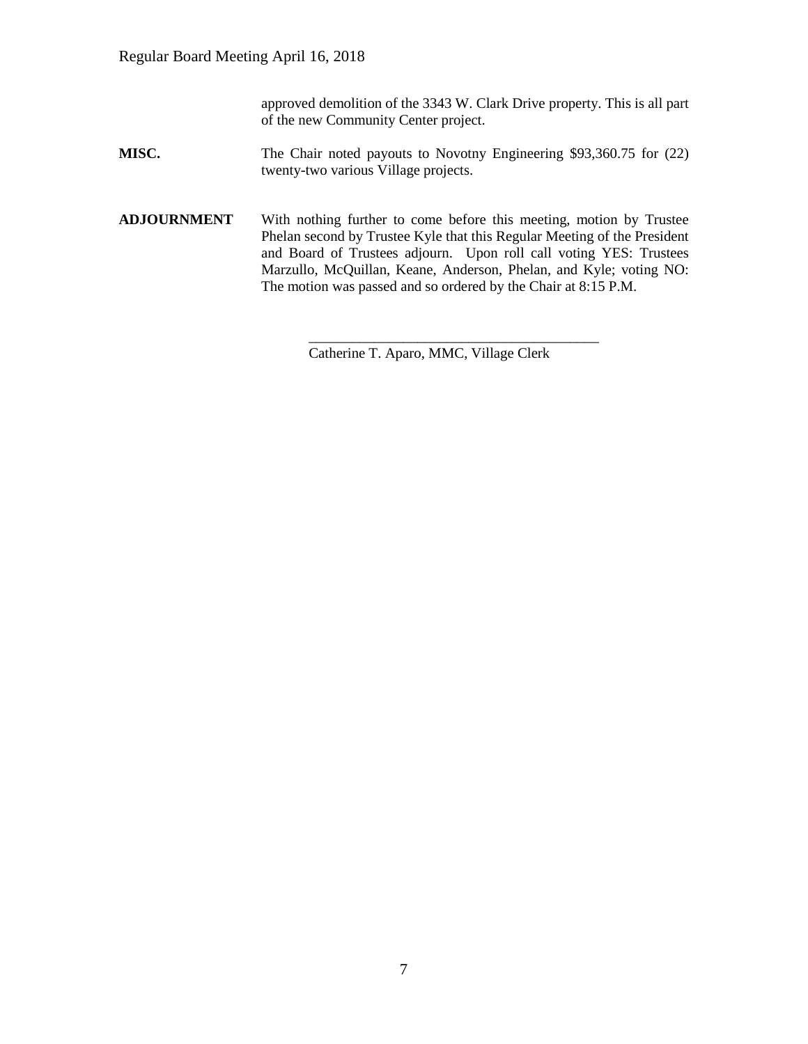approved demolition of the 3343 W. Clark Drive property. This is all part of the new Community Center project.

**MISC.** The Chair noted payouts to Novotny Engineering $93,360.75 for (22) twenty-two various Village projects.

**ADJOURNMENT** With nothing further to come before this meeting, motion by Trustee Phelan second by Trustee Kyle that this Regular Meeting of the President and Board of Trustees adjourn. Upon roll call voting YES: Trustees Marzullo, McQuillan, Keane, Anderson, Phelan, and Kyle; voting NO: The motion was passed and so ordered by the Chair at 8:15 P.M.

\_\_\_\_\_\_\_\_\_\_\_\_\_\_\_\_\_\_\_\_\_\_\_\_\_\_\_\_\_\_\_\_\_\_\_\_\_\_\_\_

Catherine T. Aparo, MMC, Village Clerk